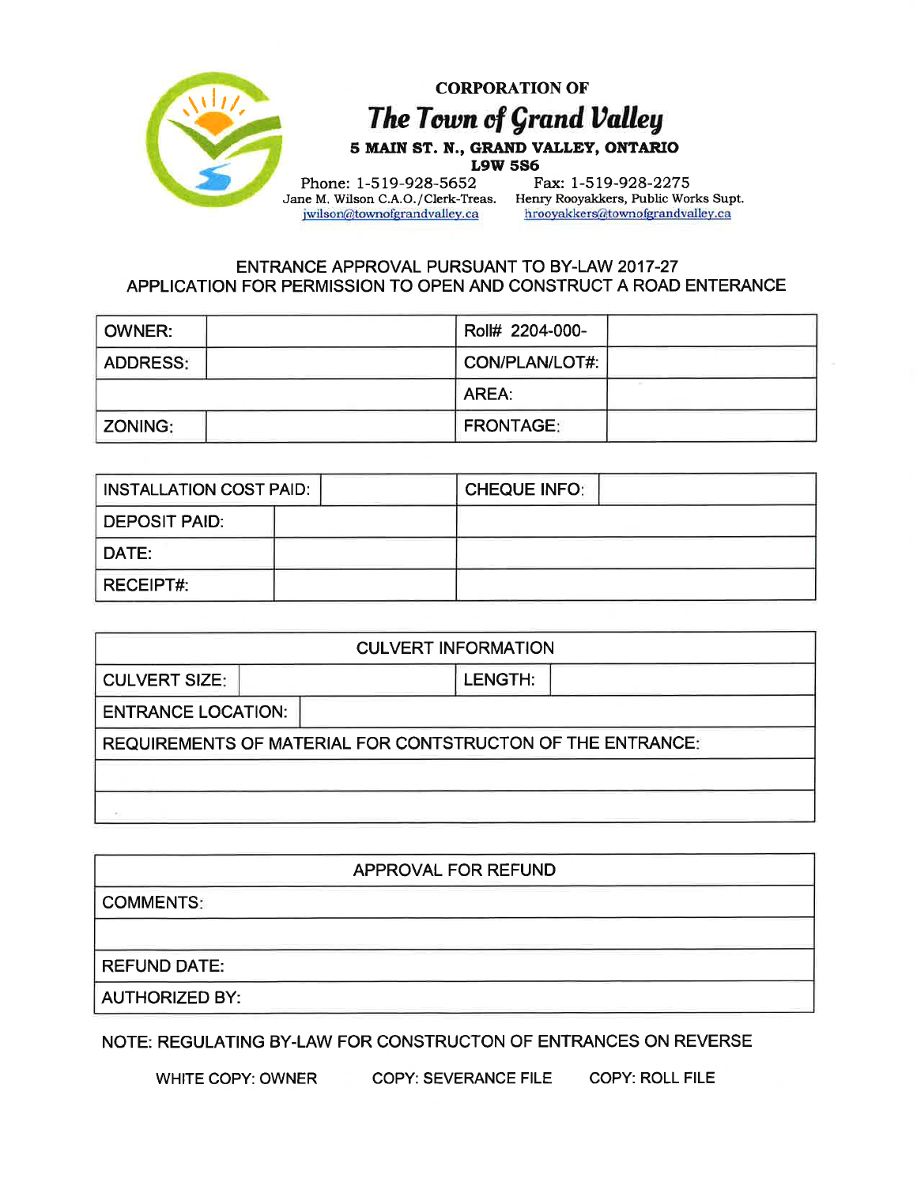**CORPORATION OF**

# The Town of Grand Valley

**5 MAIN ST. N., GRAND VALLEY, ONTARIO**
**L9W 5S6**

Phone: 1-519-928-5652
Jane M. Wilson C.A.O./Clerk-Treas.
jwilson@townofgrandvalley.ca

Fax: 1-519-928-2275
Henry Rooyakkers, Public Works Supt.
hrooyakkers@townofgrandvalley.ca

## ENTRANCE APPROVAL PURSUANT TO BY-LAW 2017-27
## APPLICATION FOR PERMISSION TO OPEN AND CONSTRUCT A ROAD ENTERANCE

| OWNER: | | Roll# 2204-000- | |
|---|---|---|---|
| ADDRESS: | | CON/PLAN/LOT#: | |
| | | AREA: | |
| ZONING: | | FRONTAGE: | |

| INSTALLATION COST PAID: | | CHEQUE INFO: | |
|---|---|---|---|
| DEPOSIT PAID: | | | |
| DATE: | | | |
| RECEIPT#: | | | |

| CULVERT INFORMATION | | | |
|---|---|---|---|
| CULVERT SIZE: | | LENGTH: | |
| ENTRANCE LOCATION: | | | |
| REQUIREMENTS OF MATERIAL FOR CONTSTRUCTON OF THE ENTRANCE: | | | |
| | | | |
| | | | |

| APPROVAL FOR REFUND |
|---|
| COMMENTS: |
| |
| REFUND DATE: |
| AUTHORIZED BY: |

NOTE: REGULATING BY-LAW FOR CONSTRUCTON OF ENTRANCES ON REVERSE

WHITE COPY: OWNER COPY: SEVERANCE FILE COPY: ROLL FILE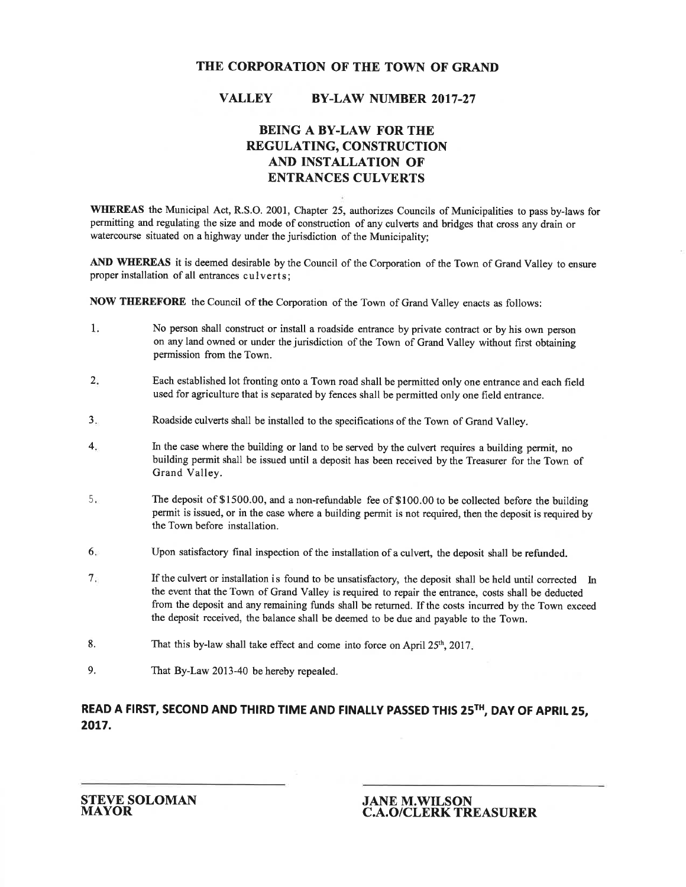# THE CORPORATION OF THE TOWN OF GRAND VALLEY BY-LAW NUMBER 2017-27

## BEING A BY-LAW FOR THE REGULATING, CONSTRUCTION AND INSTALLATION OF ENTRANCES CULVERTS

**WHEREAS** the Municipal Act, R.S.O. 2001, Chapter 25, authorizes Councils of Municipalities to pass by-laws for permitting and regulating the size and mode of construction of any culverts and bridges that cross any drain or watercourse situated on a highway under the jurisdiction of the Municipality;

**AND WHEREAS** it is deemed desirable by the Council of the Corporation of the Town of Grand Valley to ensure proper installation of all entrances culverts;

**NOW THEREFORE** the Council of the Corporation of the Town of Grand Valley enacts as follows:

1. No person shall construct or install a roadside entrance by private contract or by his own person on any land owned or under the jurisdiction of the Town of Grand Valley without first obtaining permission from the Town.

2. Each established lot fronting onto a Town road shall be permitted only one entrance and each field used for agriculture that is separated by fences shall be permitted only one field entrance.

3. Roadside culverts shall be installed to the specifications of the Town of Grand Valley.

4. In the case where the building or land to be served by the culvert requires a building permit, no building permit shall be issued until a deposit has been received by the Treasurer for the Town of Grand Valley.

5. The deposit of $1500.00, and a non-refundable fee of $100.00 to be collected before the building permit is issued, or in the case where a building permit is not required, then the deposit is required by the Town before installation.

6. Upon satisfactory final inspection of the installation of a culvert, the deposit shall be refunded.

7. If the culvert or installation is found to be unsatisfactory, the deposit shall be held until corrected In the event that the Town of Grand Valley is required to repair the entrance, costs shall be deducted from the deposit and any remaining funds shall be returned. If the costs incurred by the Town exceed the deposit received, the balance shall be deemed to be due and payable to the Town.

8. That this by-law shall take effect and come into force on April 25th, 2017.

9. That By-Law 2013-40 be hereby repealed.

**READ A FIRST, SECOND AND THIRD TIME AND FINALLY PASSED THIS 25TH, DAY OF APRIL 25, 2017.**

**STEVE SOLOMAN**
**MAYOR**

**JANE M.WILSON**
**C.A.O/CLERK TREASURER**